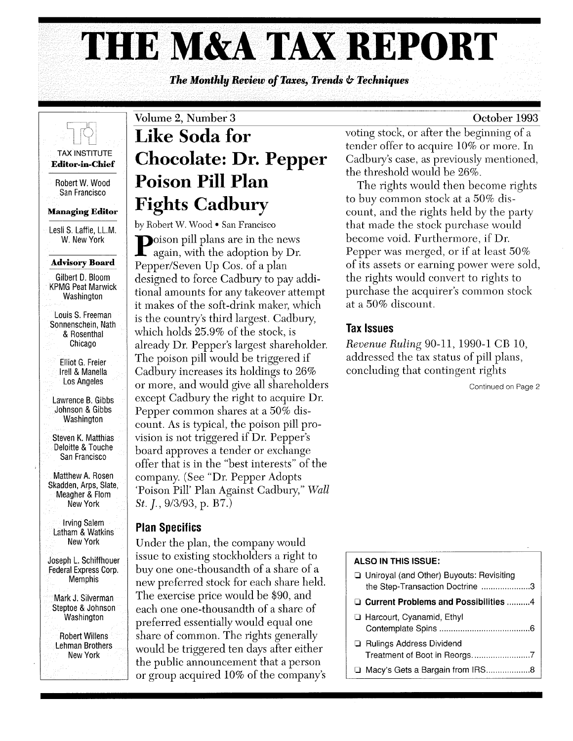# THE M&A TAX REPORT

*The Monthly Review of Taxes, Trends & Techniques*

TAX INSTITUTE

**Editor-in-Chief**

Robert W. Wood
San Francisco

**Managing Editor**

Lesli S. Laffie, LL.M.
W. New York

**Advisory Board**

Gilbert D. Bloom
KPMG Peat Marwick
Washington

Louis S. Freeman
Sonnenschein, Nath & Rosenthal
Chicago

Elliot G. Freier
Irell & Manella
Los Angeles

Lawrence B. Gibbs
Johnson & Gibbs
Washington

Steven K. Matthias
Deloitte & Touche
San Francisco

Matthew A. Rosen
Skadden, Arps, Slate, Meagher & Flom
New York

Irving Salem
Latham & Watkins
New York

Joseph L. Schiffhouer
Federal Express Corp.
Memphis

Mark J. Silverman
Steptoe & Johnson
Washington

Robert Willens
Lehman Brothers
New York

Volume 2, Number 3 — October 1993

## Like Soda for Chocolate: Dr. Pepper Poison Pill Plan Fights Cadbury

by Robert W. Wood • San Francisco

Poison pill plans are in the news again, with the adoption by Dr. Pepper/Seven Up Cos. of a plan designed to force Cadbury to pay additional amounts for any takeover attempt it makes of the soft-drink maker, which is the country's third largest. Cadbury, which holds 25.9% of the stock, is already Dr. Pepper's largest shareholder. The poison pill would be triggered if Cadbury increases its holdings to 26% or more, and would give all shareholders except Cadbury the right to acquire Dr. Pepper common shares at a 50% discount. As is typical, the poison pill provision is not triggered if Dr. Pepper's board approves a tender or exchange offer that is in the "best interests" of the company. (See "Dr. Pepper Adopts 'Poison Pill' Plan Against Cadbury," *Wall St. J.*, 9/3/93, p. B7.)

### Plan Specifics

Under the plan, the company would issue to existing stockholders a right to buy one one-thousandth of a share of a new preferred stock for each share held. The exercise price would be $90, and each one one-thousandth of a share of preferred essentially would equal one share of common. The rights generally would be triggered ten days after either the public announcement that a person or group acquired 10% of the company's voting stock, or after the beginning of a tender offer to acquire 10% or more. In Cadbury's case, as previously mentioned, the threshold would be 26%.

The rights would then become rights to buy common stock at a 50% discount, and the rights held by the party that made the stock purchase would become void. Furthermore, if Dr. Pepper was merged, or if at least 50% of its assets or earning power were sold, the rights would convert to rights to purchase the acquirer's common stock at a 50% discount.

### Tax Issues

*Revenue Ruling* 90-11, 1990-1 CB 10, addressed the tax status of pill plans, concluding that contingent rights

Continued on Page 2

**ALSO IN THIS ISSUE:**

- Uniroyal (and Other) Buyouts: Revisiting the Step-Transaction Doctrine ..... 3
- **Current Problems and Possibilities** ..... 4
- Harcourt, Cyanamid, Ethyl Contemplate Spins ..... 6
- Rulings Address Dividend Treatment of Boot in Reorgs. ..... 7
- Macy's Gets a Bargain from IRS ..... 8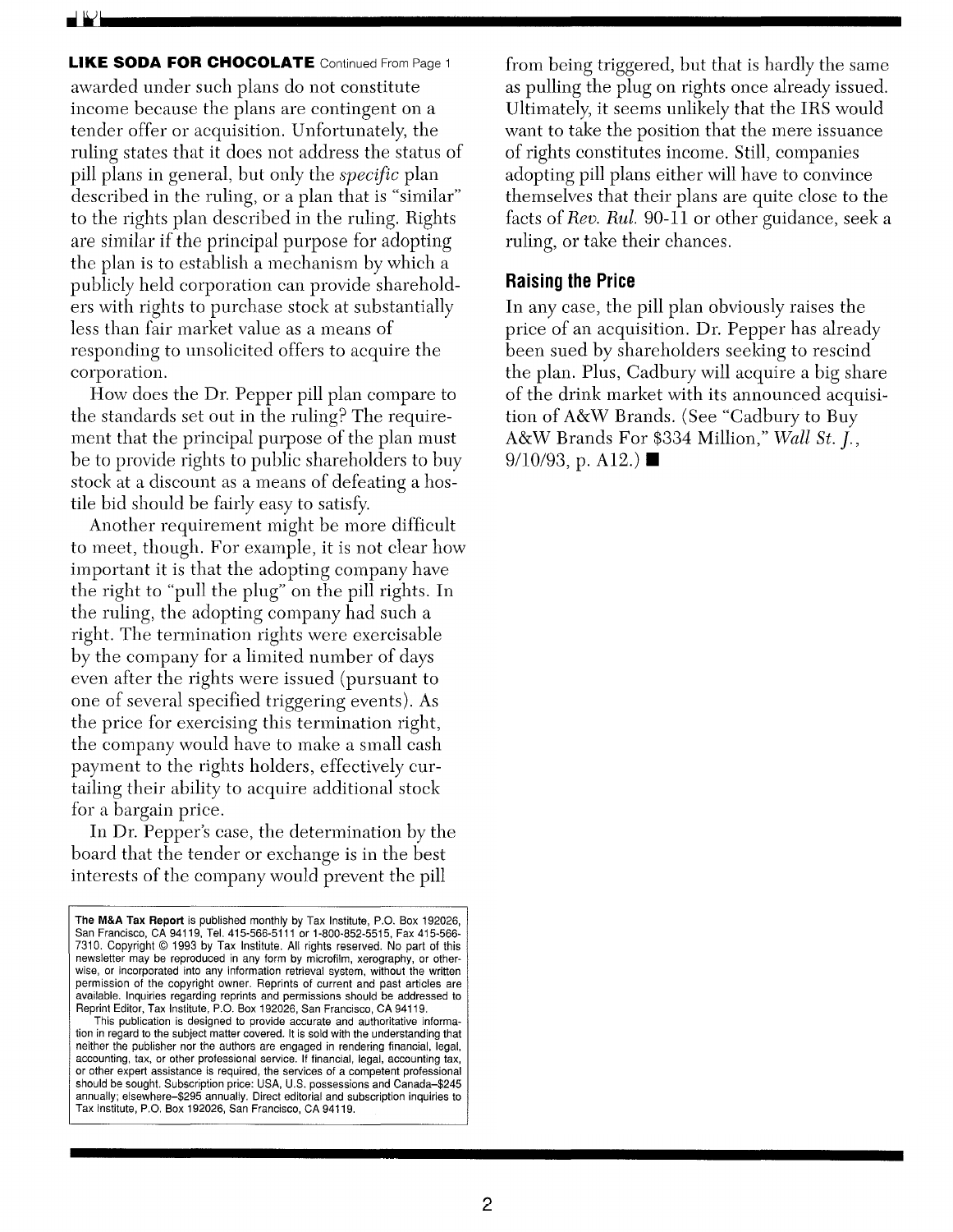**LIKE SODA FOR CHOCOLATE** Continued From Page 1

awarded under such plans do not constitute income because the plans are contingent on a tender offer or acquisition. Unfortunately, the ruling states that it does not address the status of pill plans in general, but only the *specific* plan described in the ruling, or a plan that is "similar" to the rights plan described in the ruling. Rights are similar if the principal purpose for adopting the plan is to establish a mechanism by which a publicly held corporation can provide shareholders with rights to purchase stock at substantially less than fair market value as a means of responding to unsolicited offers to acquire the corporation.

How does the Dr. Pepper pill plan compare to the standards set out in the ruling? The requirement that the principal purpose of the plan must be to provide rights to public shareholders to buy stock at a discount as a means of defeating a hostile bid should be fairly easy to satisfy.

Another requirement might be more difficult to meet, though. For example, it is not clear how important it is that the adopting company have the right to "pull the plug" on the pill rights. In the ruling, the adopting company had such a right. The termination rights were exercisable by the company for a limited number of days even after the rights were issued (pursuant to one of several specified triggering events). As the price for exercising this termination right, the company would have to make a small cash payment to the rights holders, effectively curtailing their ability to acquire additional stock for a bargain price.

In Dr. Pepper's case, the determination by the board that the tender or exchange is in the best interests of the company would prevent the pill from being triggered, but that is hardly the same as pulling the plug on rights once already issued. Ultimately, it seems unlikely that the IRS would want to take the position that the mere issuance of rights constitutes income. Still, companies adopting pill plans either will have to convince themselves that their plans are quite close to the facts of *Rev. Rul.* 90-11 or other guidance, seek a ruling, or take their chances.

## Raising the Price

In any case, the pill plan obviously raises the price of an acquisition. Dr. Pepper has already been sued by shareholders seeking to rescind the plan. Plus, Cadbury will acquire a big share of the drink market with its announced acquisition of A&W Brands. (See "Cadbury to Buy A&W Brands For $334 Million," *Wall St. J.*, 9/10/93, p. A12.) ■

**The M&A Tax Report** is published monthly by Tax Institute, P.O. Box 192026, San Francisco, CA 94119, Tel. 415-566-5111 or 1-800-852-5515, Fax 415-566-7310. Copyright © 1993 by Tax Institute. All rights reserved. No part of this newsletter may be reproduced in any form by microfilm, xerography, or otherwise, or incorporated into any information retrieval system, without the written permission of the copyright owner. Reprints of current and past articles are available. Inquiries regarding reprints and permissions should be addressed to Reprint Editor, Tax Institute, P.O. Box 192026, San Francisco, CA 94119.

This publication is designed to provide accurate and authoritative information in regard to the subject matter covered. It is sold with the understanding that neither the publisher nor the authors are engaged in rendering financial, legal, accounting, tax, or other professional service. If financial, legal, accounting tax, or other expert assistance is required, the services of a competent professional should be sought. Subscription price: USA, U.S. possessions and Canada–$245 annually; elsewhere–$295 annually. Direct editorial and subscription inquiries to Tax Institute, P.O. Box 192026, San Francisco, CA 94119.